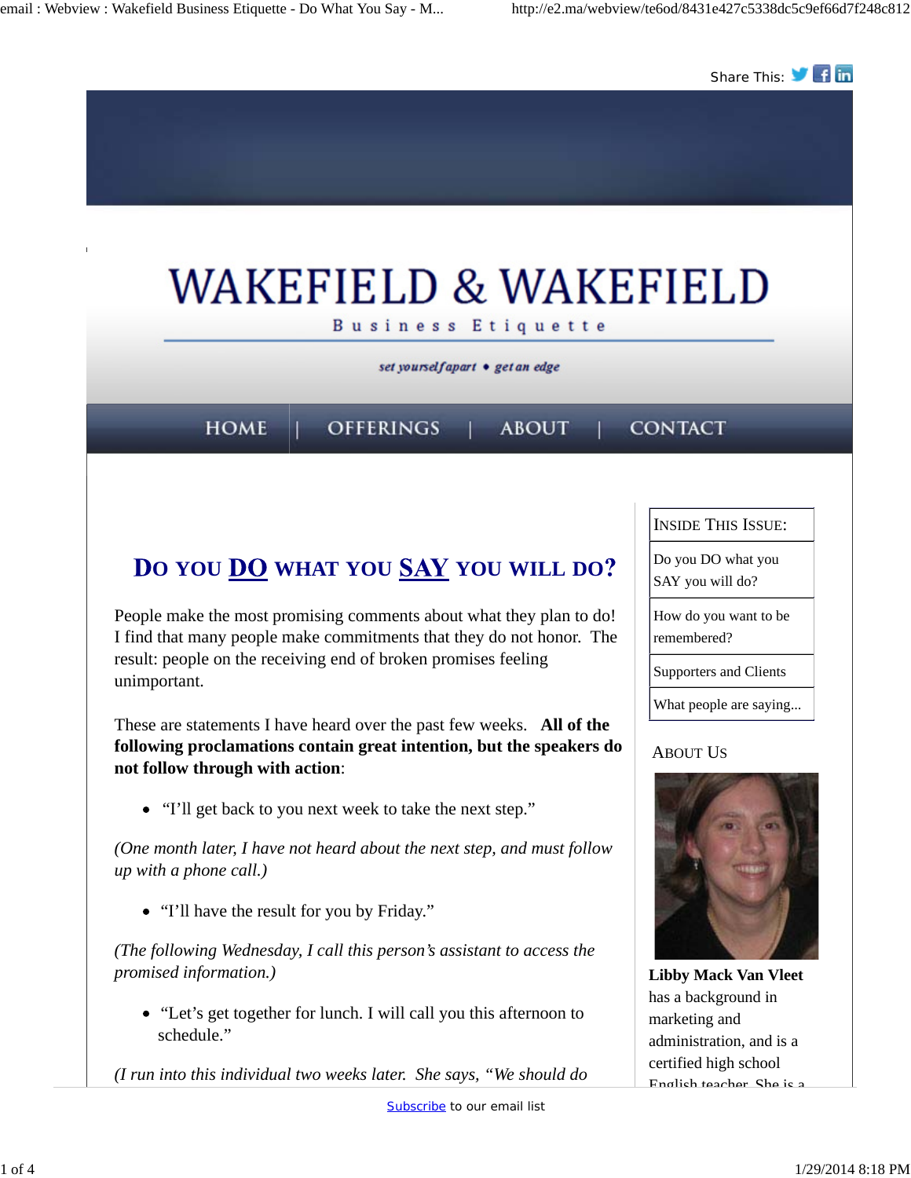Share This:

# WAKEFIELD & WAKEFIELD

Business Etiquette

*set yourself apart • get an edge*

HOME | OFFERINGS | ABOUT | CONTACT

## DO YOU DO WHAT YOU SAY YOU WILL DO?

People make the most promising comments about what they plan to do! I find that many people make commitments that they do not honor. The result: people on the receiving end of broken promises feeling unimportant.

These are statements I have heard over the past few weeks. **All of the following proclamations contain great intention, but the speakers do not follow through with action**:

- "I'll get back to you next week to take the next step."

*(One month later, I have not heard about the next step, and must follow up with a phone call.)*

- "I'll have the result for you by Friday."

*(The following Wednesday, I call this person's assistant to access the promised information.)*

- "Let's get together for lunch. I will call you this afternoon to schedule."

*(I run into this individual two weeks later. She says, "We should do*

INSIDE THIS ISSUE:

- Do you DO what you SAY you will do?
- How do you want to be remembered?
- Supporters and Clients
- What people are saying...

ABOUT US

**Libby Mack Van Vleet** has a background in marketing and administration, and is a certified high school English teacher. She is a

Subscribe to our email list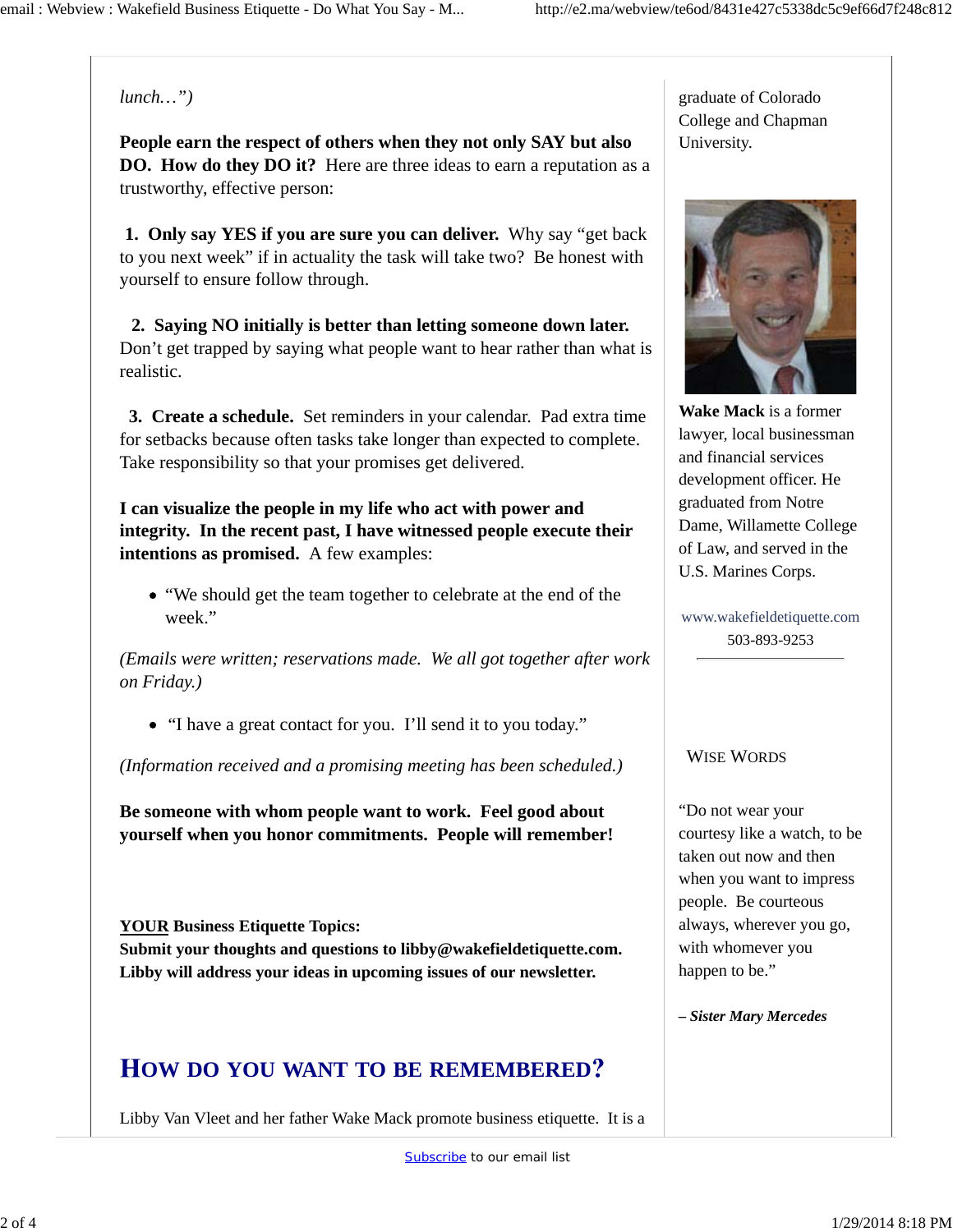*lunch…")*

**People earn the respect of others when they not only SAY but also DO. How do they DO it?** Here are three ideas to earn a reputation as a trustworthy, effective person:

**1. Only say YES if you are sure you can deliver.** Why say "get back to you next week" if in actuality the task will take two? Be honest with yourself to ensure follow through.

**2. Saying NO initially is better than letting someone down later.** Don't get trapped by saying what people want to hear rather than what is realistic.

**3. Create a schedule.** Set reminders in your calendar. Pad extra time for setbacks because often tasks take longer than expected to complete. Take responsibility so that your promises get delivered.

**I can visualize the people in my life who act with power and integrity. In the recent past, I have witnessed people execute their intentions as promised.** A few examples:

- "We should get the team together to celebrate at the end of the week."

*(Emails were written; reservations made. We all got together after work on Friday.)*

- "I have a great contact for you. I'll send it to you today."

*(Information received and a promising meeting has been scheduled.)*

**Be someone with whom people want to work. Feel good about yourself when you honor commitments. People will remember!**

**<u>YOUR</u> Business Etiquette Topics:**
**Submit your thoughts and questions to libby@wakefieldetiquette.com. Libby will address your ideas in upcoming issues of our newsletter.**

## HOW DO YOU WANT TO BE REMEMBERED?

Libby Van Vleet and her father Wake Mack promote business etiquette. It is a

graduate of Colorado College and Chapman University.

**Wake Mack** is a former lawyer, local businessman and financial services development officer. He graduated from Notre Dame, Willamette College of Law, and served in the U.S. Marines Corps.

www.wakefieldetiquette.com
503-893-9253

### WISE WORDS

"Do not wear your courtesy like a watch, to be taken out now and then when you want to impress people. Be courteous always, wherever you go, with whomever you happen to be."

***– Sister Mary Mercedes***

Subscribe to our email list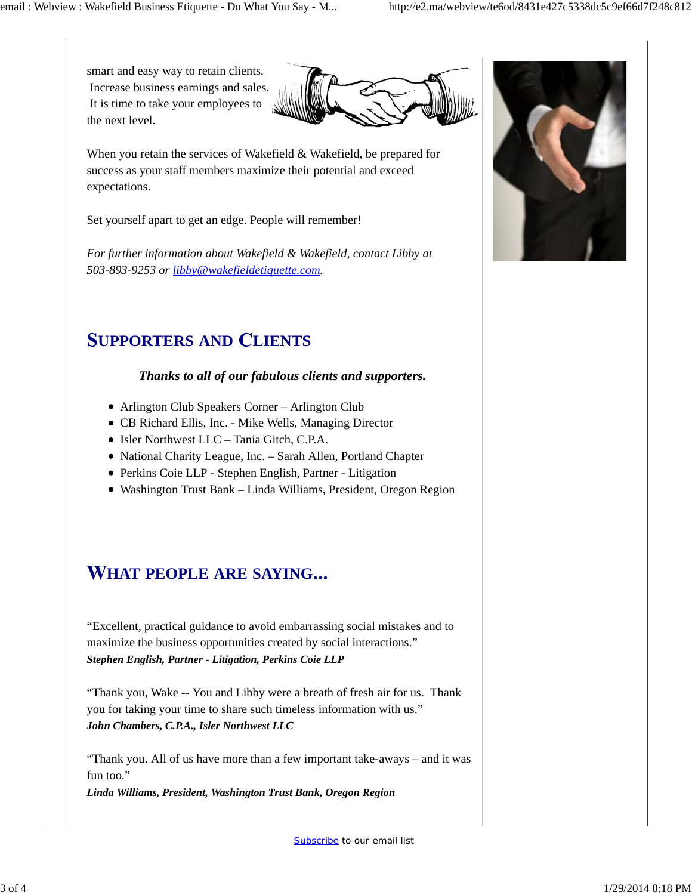smart and easy way to retain clients. Increase business earnings and sales. It is time to take your employees to the next level.

When you retain the services of Wakefield & Wakefield, be prepared for success as your staff members maximize their potential and exceed expectations.

Set yourself apart to get an edge. People will remember!

*For further information about Wakefield & Wakefield, contact Libby at 503-893-9253 or [libby@wakefieldetiquette.com](mailto:libby@wakefieldetiquette.com).*

## SUPPORTERS AND CLIENTS

***Thanks to all of our fabulous clients and supporters.***

- Arlington Club Speakers Corner – Arlington Club
- CB Richard Ellis, Inc. - Mike Wells, Managing Director
- Isler Northwest LLC – Tania Gitch, C.P.A.
- National Charity League, Inc. – Sarah Allen, Portland Chapter
- Perkins Coie LLP - Stephen English, Partner - Litigation
- Washington Trust Bank – Linda Williams, President, Oregon Region

## WHAT PEOPLE ARE SAYING...

"Excellent, practical guidance to avoid embarrassing social mistakes and to maximize the business opportunities created by social interactions."
***Stephen English, Partner - Litigation, Perkins Coie LLP***

"Thank you, Wake -- You and Libby were a breath of fresh air for us. Thank you for taking your time to share such timeless information with us."
***John Chambers, C.P.A., Isler Northwest LLC***

"Thank you. All of us have more than a few important take-aways – and it was fun too."
***Linda Williams, President, Washington Trust Bank, Oregon Region***

[Subscribe](#) to our email list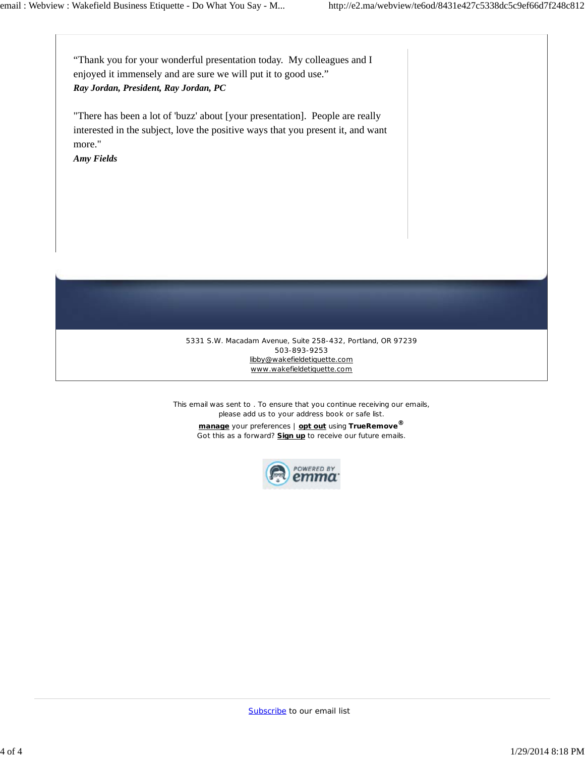"Thank you for your wonderful presentation today.  My colleagues and I enjoyed it immensely and are sure we will put it to good use."
***Ray Jordan, President, Ray Jordan, PC***

"There has been a lot of 'buzz' about [your presentation].  People are really interested in the subject, love the positive ways that you present it, and want more."
***Amy Fields***

5331 S.W. Macadam Avenue, Suite 258-432, Portland, OR 97239
503-893-9253
libby@wakefieldetiquette.com
www.wakefieldetiquette.com

This email was sent to . To ensure that you continue receiving our emails, please add us to your address book or safe list.

**manage** your preferences | **opt out** using **TrueRemove®**
Got this as a forward? **Sign up** to receive our future emails.

POWERED BY emma

Subscribe to our email list